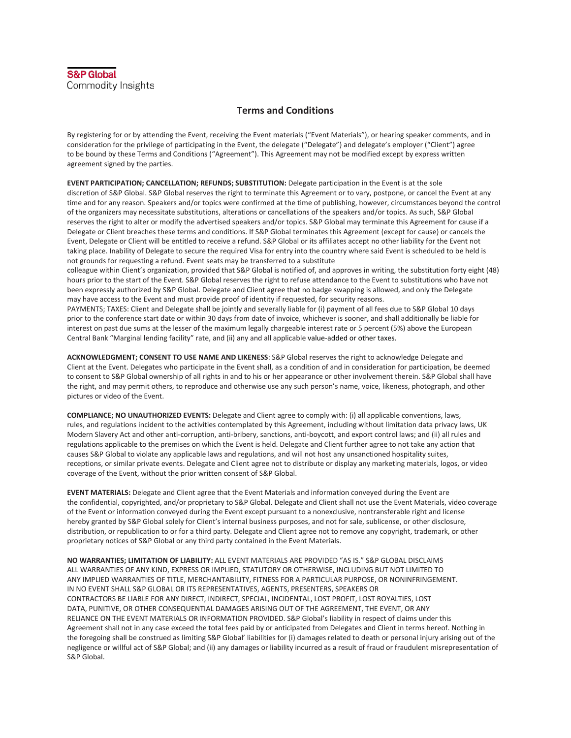**S&P Global**
Commodity Insights

# Terms and Conditions

By registering for or by attending the Event, receiving the Event materials ("Event Materials"), or hearing speaker comments, and in consideration for the privilege of participating in the Event, the delegate ("Delegate") and delegate's employer ("Client") agree to be bound by these Terms and Conditions ("Agreement"). This Agreement may not be modified except by express written agreement signed by the parties.

**EVENT PARTICIPATION; CANCELLATION; REFUNDS; SUBSTITUTION:** Delegate participation in the Event is at the sole discretion of S&P Global. S&P Global reserves the right to terminate this Agreement or to vary, postpone, or cancel the Event at any time and for any reason. Speakers and/or topics were confirmed at the time of publishing, however, circumstances beyond the control of the organizers may necessitate substitutions, alterations or cancellations of the speakers and/or topics. As such, S&P Global reserves the right to alter or modify the advertised speakers and/or topics. S&P Global may terminate this Agreement for cause if a Delegate or Client breaches these terms and conditions. If S&P Global terminates this Agreement (except for cause) or cancels the Event, Delegate or Client will be entitled to receive a refund. S&P Global or its affiliates accept no other liability for the Event not taking place. Inability of Delegate to secure the required Visa for entry into the country where said Event is scheduled to be held is not grounds for requesting a refund. Event seats may be transferred to a substitute colleague within Client's organization, provided that S&P Global is notified of, and approves in writing, the substitution forty eight (48) hours prior to the start of the Event. S&P Global reserves the right to refuse attendance to the Event to substitutions who have not been expressly authorized by S&P Global. Delegate and Client agree that no badge swapping is allowed, and only the Delegate may have access to the Event and must provide proof of identity if requested, for security reasons.
PAYMENTS; TAXES: Client and Delegate shall be jointly and severally liable for (i) payment of all fees due to S&P Global 10 days prior to the conference start date or within 30 days from date of invoice, whichever is sooner, and shall additionally be liable for interest on past due sums at the lesser of the maximum legally chargeable interest rate or 5 percent (5%) above the European Central Bank "Marginal lending facility" rate, and (ii) any and all applicable value-added or other taxes.

**ACKNOWLEDGMENT; CONSENT TO USE NAME AND LIKENESS**: S&P Global reserves the right to acknowledge Delegate and Client at the Event. Delegates who participate in the Event shall, as a condition of and in consideration for participation, be deemed to consent to S&P Global ownership of all rights in and to his or her appearance or other involvement therein. S&P Global shall have the right, and may permit others, to reproduce and otherwise use any such person's name, voice, likeness, photograph, and other pictures or video of the Event.

**COMPLIANCE; NO UNAUTHORIZED EVENTS:** Delegate and Client agree to comply with: (i) all applicable conventions, laws, rules, and regulations incident to the activities contemplated by this Agreement, including without limitation data privacy laws, UK Modern Slavery Act and other anti-corruption, anti-bribery, sanctions, anti-boycott, and export control laws; and (ii) all rules and regulations applicable to the premises on which the Event is held. Delegate and Client further agree to not take any action that causes S&P Global to violate any applicable laws and regulations, and will not host any unsanctioned hospitality suites, receptions, or similar private events. Delegate and Client agree not to distribute or display any marketing materials, logos, or video coverage of the Event, without the prior written consent of S&P Global.

**EVENT MATERIALS:** Delegate and Client agree that the Event Materials and information conveyed during the Event are the confidential, copyrighted, and/or proprietary to S&P Global. Delegate and Client shall not use the Event Materials, video coverage of the Event or information conveyed during the Event except pursuant to a nonexclusive, nontransferable right and license hereby granted by S&P Global solely for Client's internal business purposes, and not for sale, sublicense, or other disclosure, distribution, or republication to or for a third party. Delegate and Client agree not to remove any copyright, trademark, or other proprietary notices of S&P Global or any third party contained in the Event Materials.

**NO WARRANTIES; LIMITATION OF LIABILITY:** ALL EVENT MATERIALS ARE PROVIDED "AS IS." S&P GLOBAL DISCLAIMS ALL WARRANTIES OF ANY KIND, EXPRESS OR IMPLIED, STATUTORY OR OTHERWISE, INCLUDING BUT NOT LIMITED TO ANY IMPLIED WARRANTIES OF TITLE, MERCHANTABILITY, FITNESS FOR A PARTICULAR PURPOSE, OR NONINFRINGEMENT. IN NO EVENT SHALL S&P GLOBAL OR ITS REPRESENTATIVES, AGENTS, PRESENTERS, SPEAKERS OR CONTRACTORS BE LIABLE FOR ANY DIRECT, INDIRECT, SPECIAL, INCIDENTAL, LOST PROFIT, LOST ROYALTIES, LOST DATA, PUNITIVE, OR OTHER CONSEQUENTIAL DAMAGES ARISING OUT OF THE AGREEMENT, THE EVENT, OR ANY RELIANCE ON THE EVENT MATERIALS OR INFORMATION PROVIDED. S&P Global's liability in respect of claims under this Agreement shall not in any case exceed the total fees paid by or anticipated from Delegates and Client in terms hereof. Nothing in the foregoing shall be construed as limiting S&P Global' liabilities for (i) damages related to death or personal injury arising out of the negligence or willful act of S&P Global; and (ii) any damages or liability incurred as a result of fraud or fraudulent misrepresentation of S&P Global.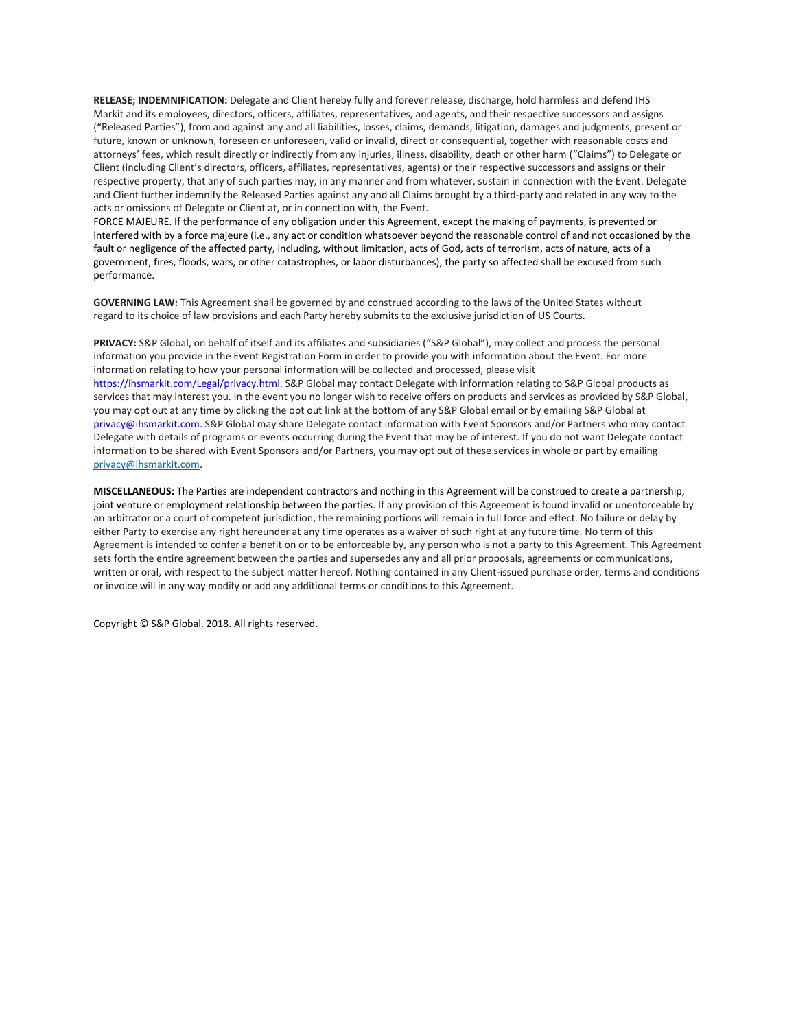**RELEASE; INDEMNIFICATION:** Delegate and Client hereby fully and forever release, discharge, hold harmless and defend IHS Markit and its employees, directors, officers, affiliates, representatives, and agents, and their respective successors and assigns ("Released Parties"), from and against any and all liabilities, losses, claims, demands, litigation, damages and judgments, present or future, known or unknown, foreseen or unforeseen, valid or invalid, direct or consequential, together with reasonable costs and attorneys' fees, which result directly or indirectly from any injuries, illness, disability, death or other harm ("Claims") to Delegate or Client (including Client's directors, officers, affiliates, representatives, agents) or their respective successors and assigns or their respective property, that any of such parties may, in any manner and from whatever, sustain in connection with the Event. Delegate and Client further indemnify the Released Parties against any and all Claims brought by a third-party and related in any way to the acts or omissions of Delegate or Client at, or in connection with, the Event.

FORCE MAJEURE. If the performance of any obligation under this Agreement, except the making of payments, is prevented or interfered with by a force majeure (i.e., any act or condition whatsoever beyond the reasonable control of and not occasioned by the fault or negligence of the affected party, including, without limitation, acts of God, acts of terrorism, acts of nature, acts of a government, fires, floods, wars, or other catastrophes, or labor disturbances), the party so affected shall be excused from such performance.

**GOVERNING LAW:** This Agreement shall be governed by and construed according to the laws of the United States without regard to its choice of law provisions and each Party hereby submits to the exclusive jurisdiction of US Courts.

**PRIVACY:** S&P Global, on behalf of itself and its affiliates and subsidiaries ("S&P Global"), may collect and process the personal information you provide in the Event Registration Form in order to provide you with information about the Event. For more information relating to how your personal information will be collected and processed, please visit https://ihsmarkit.com/Legal/privacy.html. S&P Global may contact Delegate with information relating to S&P Global products as services that may interest you. In the event you no longer wish to receive offers on products and services as provided by S&P Global, you may opt out at any time by clicking the opt out link at the bottom of any S&P Global email or by emailing S&P Global at privacy@ihsmarkit.com. S&P Global may share Delegate contact information with Event Sponsors and/or Partners who may contact Delegate with details of programs or events occurring during the Event that may be of interest. If you do not want Delegate contact information to be shared with Event Sponsors and/or Partners, you may opt out of these services in whole or part by emailing privacy@ihsmarkit.com.

**MISCELLANEOUS:** The Parties are independent contractors and nothing in this Agreement will be construed to create a partnership, joint venture or employment relationship between the parties. If any provision of this Agreement is found invalid or unenforceable by an arbitrator or a court of competent jurisdiction, the remaining portions will remain in full force and effect. No failure or delay by either Party to exercise any right hereunder at any time operates as a waiver of such right at any future time. No term of this Agreement is intended to confer a benefit on or to be enforceable by, any person who is not a party to this Agreement. This Agreement sets forth the entire agreement between the parties and supersedes any and all prior proposals, agreements or communications, written or oral, with respect to the subject matter hereof. Nothing contained in any Client-issued purchase order, terms and conditions or invoice will in any way modify or add any additional terms or conditions to this Agreement.

Copyright © S&P Global, 2018. All rights reserved.